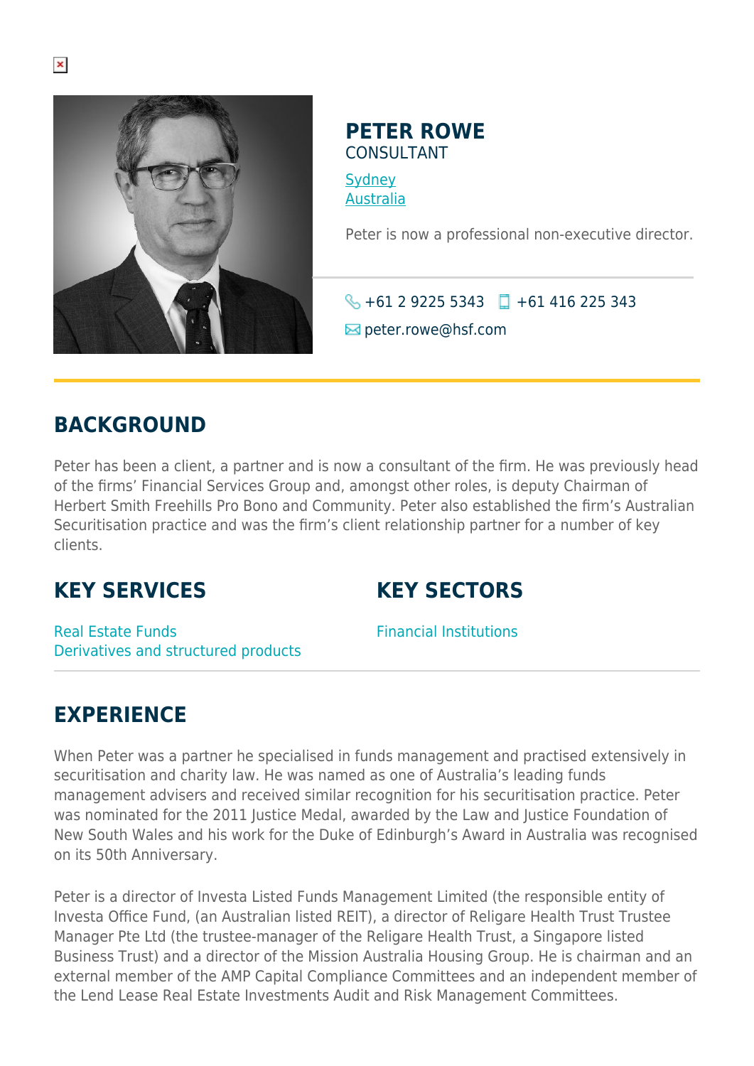# PETER ROWE

CONSULTANT

[Sydney](#)
[Australia](#)

Peter is now a professional non-executive director.

+61 2 9225 5343 +61 416 225 343

peter.rowe@hsf.com

## BACKGROUND

Peter has been a client, a partner and is now a consultant of the firm. He was previously head of the firms' Financial Services Group and, amongst other roles, is deputy Chairman of Herbert Smith Freehills Pro Bono and Community. Peter also established the firm's Australian Securitisation practice and was the firm's client relationship partner for a number of key clients.

## KEY SERVICES

Real Estate Funds
Derivatives and structured products

## KEY SECTORS

Financial Institutions

## EXPERIENCE

When Peter was a partner he specialised in funds management and practised extensively in securitisation and charity law. He was named as one of Australia's leading funds management advisers and received similar recognition for his securitisation practice. Peter was nominated for the 2011 Justice Medal, awarded by the Law and Justice Foundation of New South Wales and his work for the Duke of Edinburgh's Award in Australia was recognised on its 50th Anniversary.

Peter is a director of Investa Listed Funds Management Limited (the responsible entity of Investa Office Fund, (an Australian listed REIT), a director of Religare Health Trust Trustee Manager Pte Ltd (the trustee-manager of the Religare Health Trust, a Singapore listed Business Trust) and a director of the Mission Australia Housing Group. He is chairman and an external member of the AMP Capital Compliance Committees and an independent member of the Lend Lease Real Estate Investments Audit and Risk Management Committees.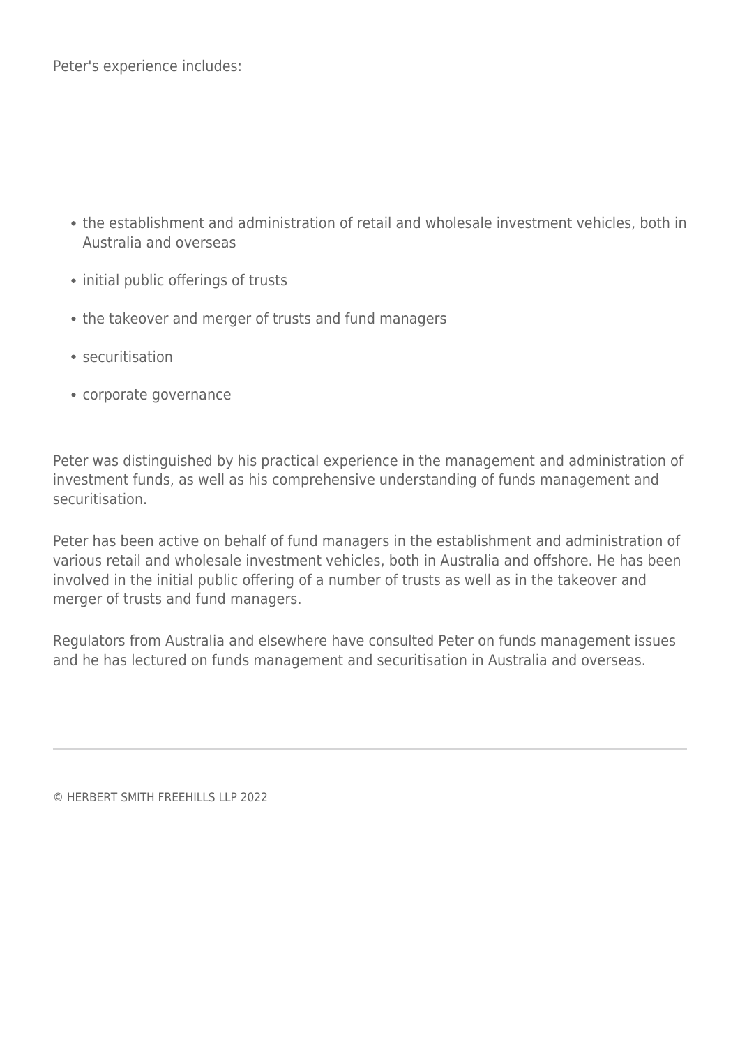Peter's experience includes:

- the establishment and administration of retail and wholesale investment vehicles, both in Australia and overseas
- initial public offerings of trusts
- the takeover and merger of trusts and fund managers
- securitisation
- corporate governance

Peter was distinguished by his practical experience in the management and administration of investment funds, as well as his comprehensive understanding of funds management and securitisation.

Peter has been active on behalf of fund managers in the establishment and administration of various retail and wholesale investment vehicles, both in Australia and offshore. He has been involved in the initial public offering of a number of trusts as well as in the takeover and merger of trusts and fund managers.

Regulators from Australia and elsewhere have consulted Peter on funds management issues and he has lectured on funds management and securitisation in Australia and overseas.

---

© HERBERT SMITH FREEHILLS LLP 2022